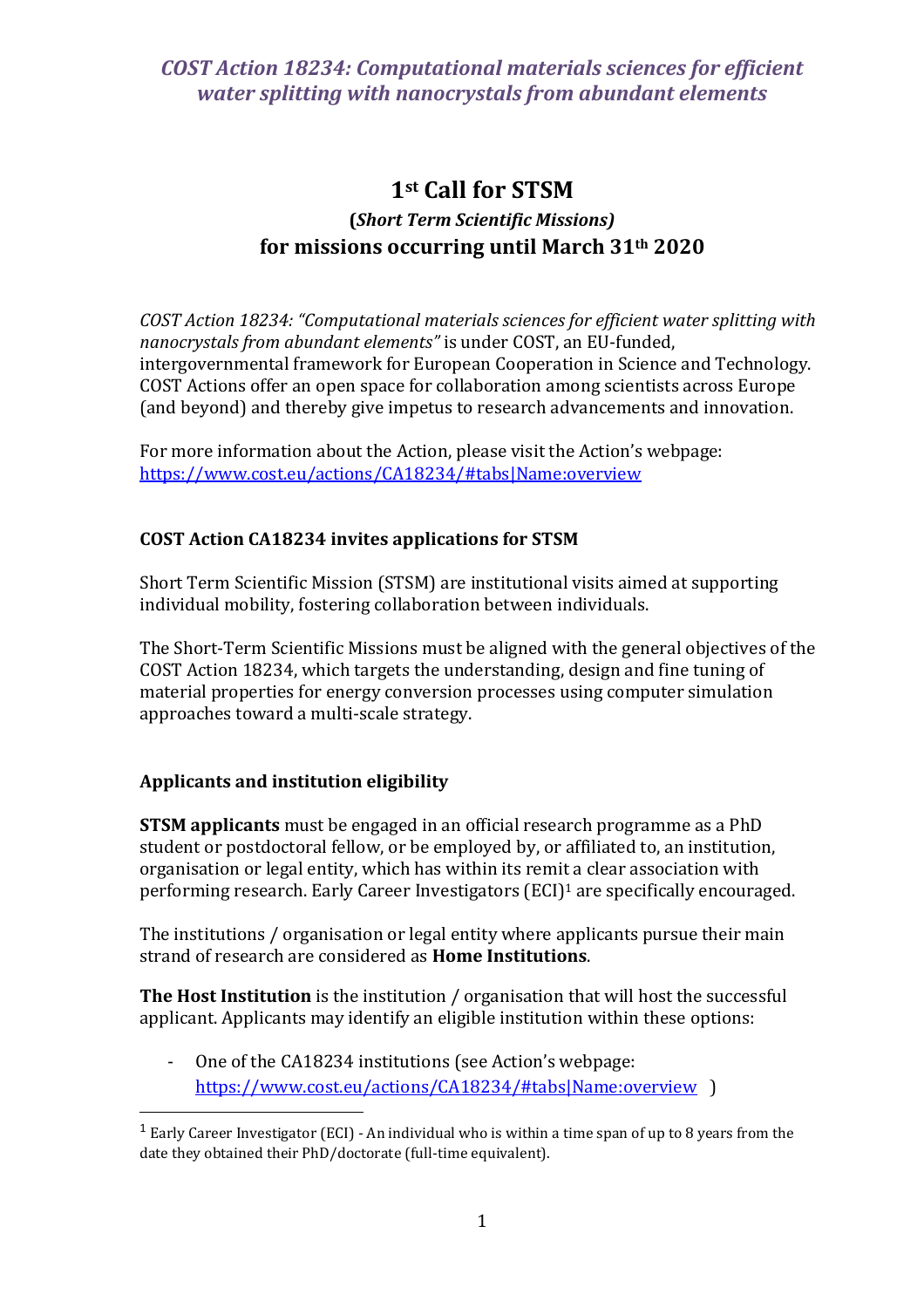*COST Action 18234: Computational materials sciences for efficient water splitting with nanocrystals from abundant elements*

# 1st Call for STSM

## (*Short Term Scientific Missions)*

## for missions occurring until March 31th 2020

*COST Action 18234: "Computational materials sciences for efficient water splitting with nanocrystals from abundant elements"* is under COST, an EU-funded, intergovernmental framework for European Cooperation in Science and Technology. COST Actions offer an open space for collaboration among scientists across Europe (and beyond) and thereby give impetus to research advancements and innovation.

For more information about the Action, please visit the Action's webpage: [https://www.cost.eu/actions/CA18234/#tabs|Name:overview](https://www.cost.eu/actions/CA18234/#tabs|Name:overview)

### COST Action CA18234 invites applications for STSM

Short Term Scientific Mission (STSM) are institutional visits aimed at supporting individual mobility, fostering collaboration between individuals.

The Short-Term Scientific Missions must be aligned with the general objectives of the COST Action 18234, which targets the understanding, design and fine tuning of material properties for energy conversion processes using computer simulation approaches toward a multi-scale strategy.

### Applicants and institution eligibility

**STSM applicants** must be engaged in an official research programme as a PhD student or postdoctoral fellow, or be employed by, or affiliated to, an institution, organisation or legal entity, which has within its remit a clear association with performing research. Early Career Investigators (ECI)[1] are specifically encouraged.

The institutions / organisation or legal entity where applicants pursue their main strand of research are considered as **Home Institutions**.

**The Host Institution** is the institution / organisation that will host the successful applicant. Applicants may identify an eligible institution within these options:

- One of the CA18234 institutions (see Action's webpage: [https://www.cost.eu/actions/CA18234/#tabs|Name:overview](https://www.cost.eu/actions/CA18234/#tabs|Name:overview) )

[1] Early Career Investigator (ECI) - An individual who is within a time span of up to 8 years from the date they obtained their PhD/doctorate (full-time equivalent).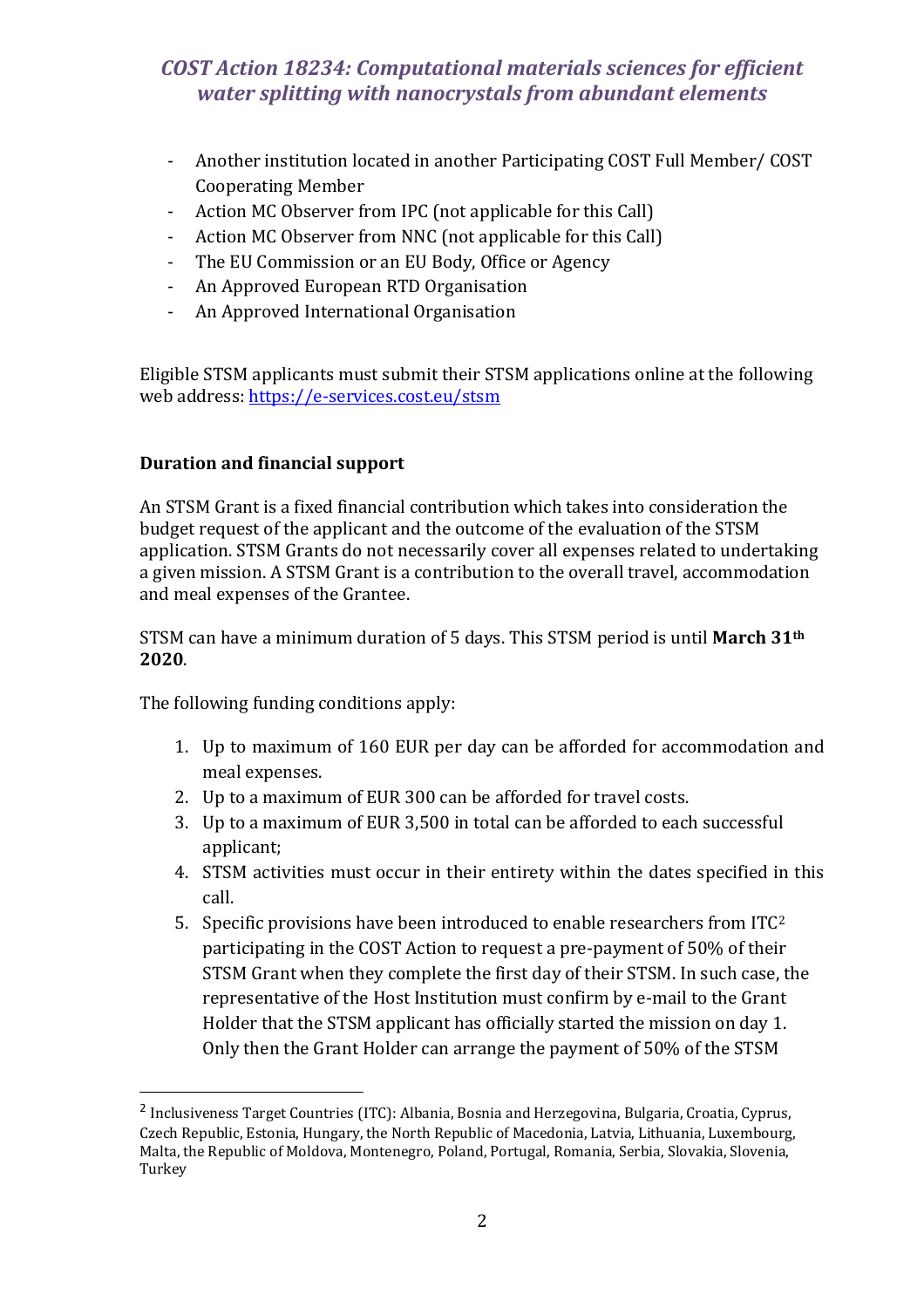- Another institution located in another Participating COST Full Member/ COST Cooperating Member
- Action MC Observer from IPC (not applicable for this Call)
- Action MC Observer from NNC (not applicable for this Call)
- The EU Commission or an EU Body, Office or Agency
- An Approved European RTD Organisation
- An Approved International Organisation

Eligible STSM applicants must submit their STSM applications online at the following web address: https://e-services.cost.eu/stsm

**Duration and financial support**

An STSM Grant is a fixed financial contribution which takes into consideration the budget request of the applicant and the outcome of the evaluation of the STSM application. STSM Grants do not necessarily cover all expenses related to undertaking a given mission. A STSM Grant is a contribution to the overall travel, accommodation and meal expenses of the Grantee.

STSM can have a minimum duration of 5 days. This STSM period is until **March 31th 2020**.

The following funding conditions apply:

1. Up to maximum of 160 EUR per day can be afforded for accommodation and meal expenses.
2. Up to a maximum of EUR 300 can be afforded for travel costs.
3. Up to a maximum of EUR 3,500 in total can be afforded to each successful applicant;
4. STSM activities must occur in their entirety within the dates specified in this call.
5. Specific provisions have been introduced to enable researchers from ITC[2] participating in the COST Action to request a pre-payment of 50% of their STSM Grant when they complete the first day of their STSM. In such case, the representative of the Host Institution must confirm by e-mail to the Grant Holder that the STSM applicant has officially started the mission on day 1. Only then the Grant Holder can arrange the payment of 50% of the STSM

[2] Inclusiveness Target Countries (ITC): Albania, Bosnia and Herzegovina, Bulgaria, Croatia, Cyprus, Czech Republic, Estonia, Hungary, the North Republic of Macedonia, Latvia, Lithuania, Luxembourg, Malta, the Republic of Moldova, Montenegro, Poland, Portugal, Romania, Serbia, Slovakia, Slovenia, Turkey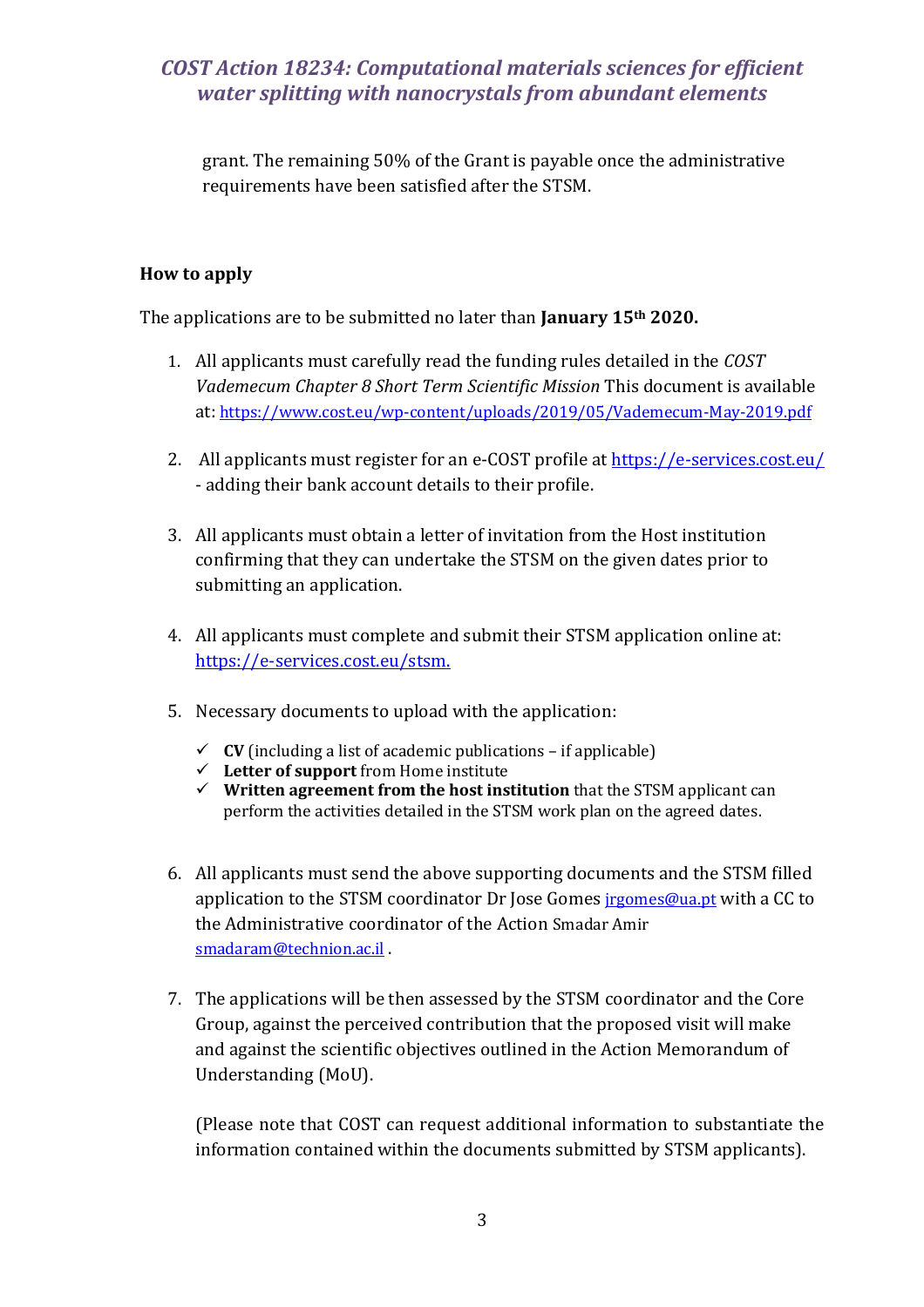grant. The remaining 50% of the Grant is payable once the administrative requirements have been satisfied after the STSM.

**How to apply**

The applications are to be submitted no later than **January 15th 2020.**

1. All applicants must carefully read the funding rules detailed in the *COST Vademecum Chapter 8 Short Term Scientific Mission* This document is available at: https://www.cost.eu/wp-content/uploads/2019/05/Vademecum-May-2019.pdf

2. All applicants must register for an e-COST profile at https://e-services.cost.eu/ - adding their bank account details to their profile.

3. All applicants must obtain a letter of invitation from the Host institution confirming that they can undertake the STSM on the given dates prior to submitting an application.

4. All applicants must complete and submit their STSM application online at: https://e-services.cost.eu/stsm.

5. Necessary documents to upload with the application:
   - ✓ **CV** (including a list of academic publications – if applicable)
   - ✓ **Letter of support** from Home institute
   - ✓ **Written agreement from the host institution** that the STSM applicant can perform the activities detailed in the STSM work plan on the agreed dates.

6. All applicants must send the above supporting documents and the STSM filled application to the STSM coordinator Dr Jose Gomes jrgomes@ua.pt with a CC to the Administrative coordinator of the Action Smadar Amir smadaram@technion.ac.il .

7. The applications will be then assessed by the STSM coordinator and the Core Group, against the perceived contribution that the proposed visit will make and against the scientific objectives outlined in the Action Memorandum of Understanding (MoU).

   (Please note that COST can request additional information to substantiate the information contained within the documents submitted by STSM applicants).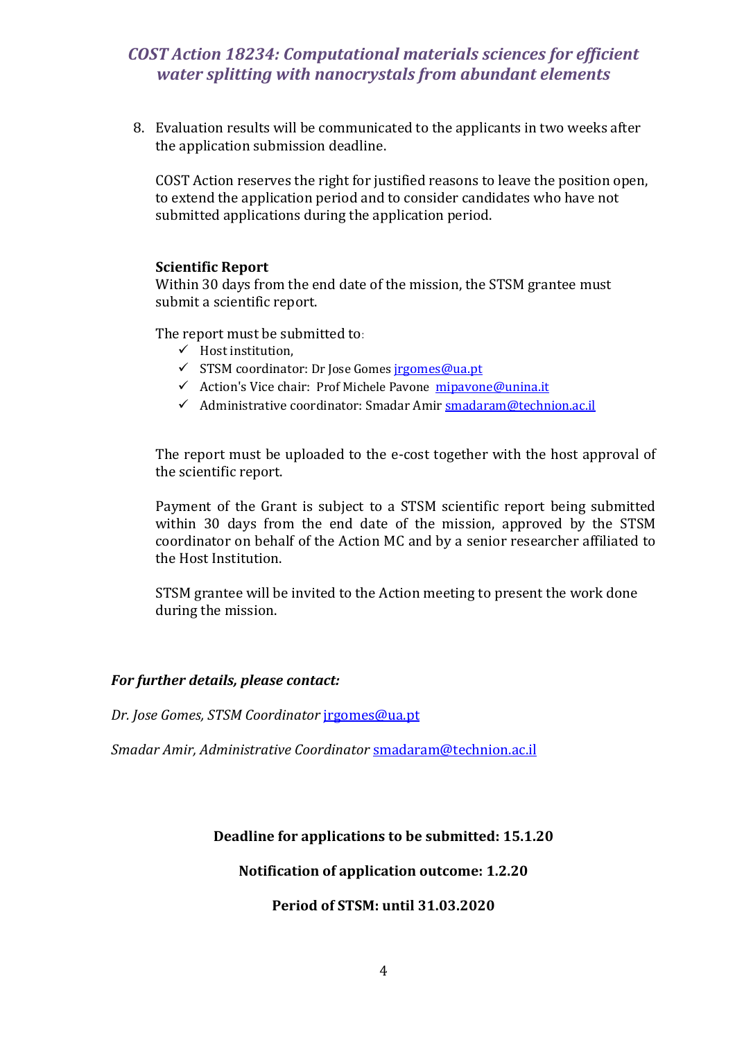8. Evaluation results will be communicated to the applicants in two weeks after the application submission deadline.

   COST Action reserves the right for justified reasons to leave the position open, to extend the application period and to consider candidates who have not submitted applications during the application period.

**Scientific Report**

Within 30 days from the end date of the mission, the STSM grantee must submit a scientific report.

The report must be submitted to:

- ✓ Host institution,
- ✓ STSM coordinator: Dr Jose Gomes jrgomes@ua.pt
- ✓ Action's Vice chair: Prof Michele Pavone mipavone@unina.it
- ✓ Administrative coordinator: Smadar Amir smadaram@technion.ac.il

The report must be uploaded to the e-cost together with the host approval of the scientific report.

Payment of the Grant is subject to a STSM scientific report being submitted within 30 days from the end date of the mission, approved by the STSM coordinator on behalf of the Action MC and by a senior researcher affiliated to the Host Institution.

STSM grantee will be invited to the Action meeting to present the work done during the mission.

***For further details, please contact:***

*Dr. Jose Gomes, STSM Coordinator* jrgomes@ua.pt

*Smadar Amir, Administrative Coordinator* smadaram@technion.ac.il

**Deadline for applications to be submitted: 15.1.20**

**Notification of application outcome: 1.2.20**

**Period of STSM: until 31.03.2020**